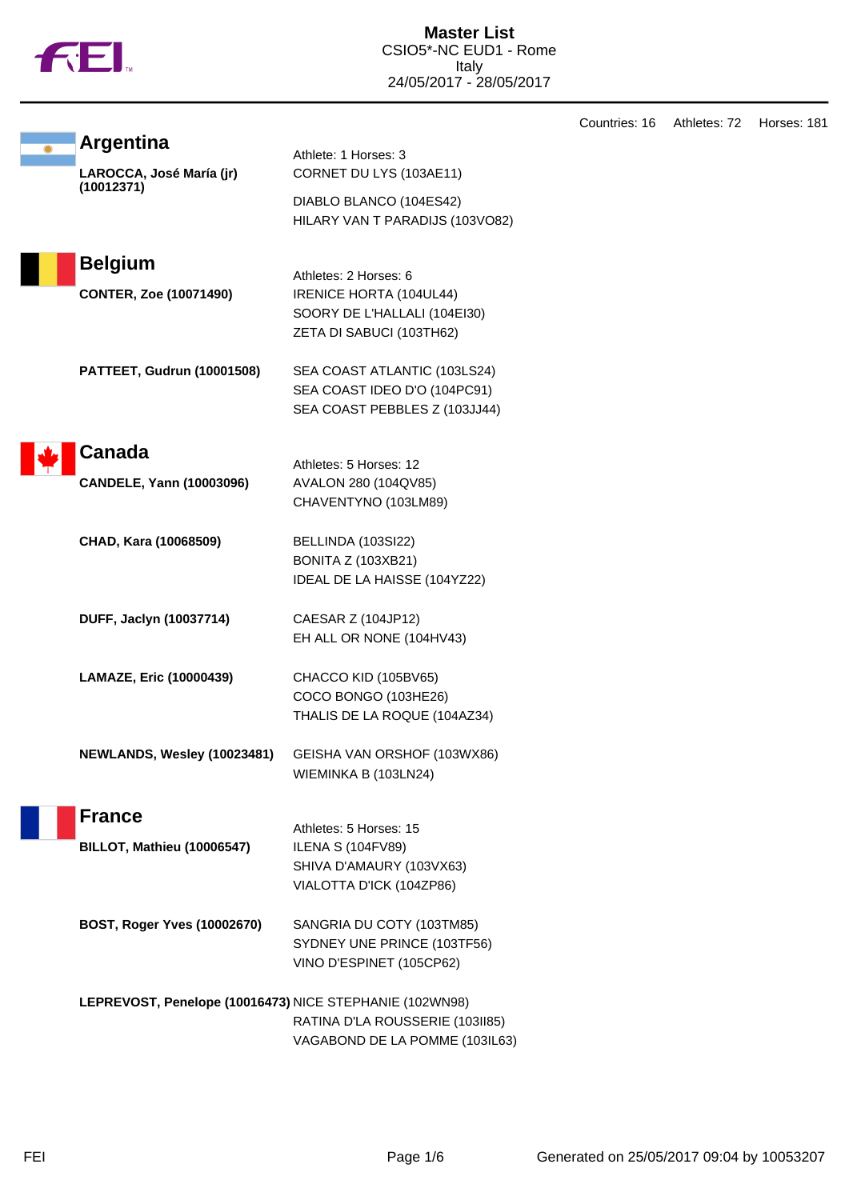# Master List

CSIO5*-NC EUD1 - Rome
Italy
24/05/2017 - 28/05/2017

Countries: 16 Athletes: 72 Horses: 181

## Argentina

Athlete: 1 Horses: 3

**LAROCCA, José María (jr) (10012371)**
- CORNET DU LYS (103AE11)
- DIABLO BLANCO (104ES42)
- HILARY VAN T PARADIJS (103VO82)

## Belgium

Athletes: 2 Horses: 6

**CONTER, Zoe (10071490)**
- IRENICE HORTA (104UL44)
- SOORY DE L'HALLALI (104EI30)
- ZETA DI SABUCI (103TH62)

**PATTEET, Gudrun (10001508)**
- SEA COAST ATLANTIC (103LS24)
- SEA COAST IDEO D'O (104PC91)
- SEA COAST PEBBLES Z (103JJ44)

## Canada

Athletes: 5 Horses: 12

**CANDELE, Yann (10003096)**
- AVALON 280 (104QV85)
- CHAVENTYNO (103LM89)

**CHAD, Kara (10068509)**
- BELLINDA (103SI22)
- BONITA Z (103XB21)
- IDEAL DE LA HAISSE (104YZ22)

**DUFF, Jaclyn (10037714)**
- CAESAR Z (104JP12)
- EH ALL OR NONE (104HV43)

**LAMAZE, Eric (10000439)**
- CHACCO KID (105BV65)
- COCO BONGO (103HE26)
- THALIS DE LA ROQUE (104AZ34)

**NEWLANDS, Wesley (10023481)**
- GEISHA VAN ORSHOF (103WX86)
- WIEMINKA B (103LN24)

## France

Athletes: 5 Horses: 15

**BILLOT, Mathieu (10006547)**
- ILENA S (104FV89)
- SHIVA D'AMAURY (103VX63)
- VIALOTTA D'ICK (104ZP86)

**BOST, Roger Yves (10002670)**
- SANGRIA DU COTY (103TM85)
- SYDNEY UNE PRINCE (103TF56)
- VINO D'ESPINET (105CP62)

**LEPREVOST, Penelope (10016473)**
- NICE STEPHANIE (102WN98)
- RATINA D'LA ROUSSERIE (103II85)
- VAGABOND DE LA POMME (103IL63)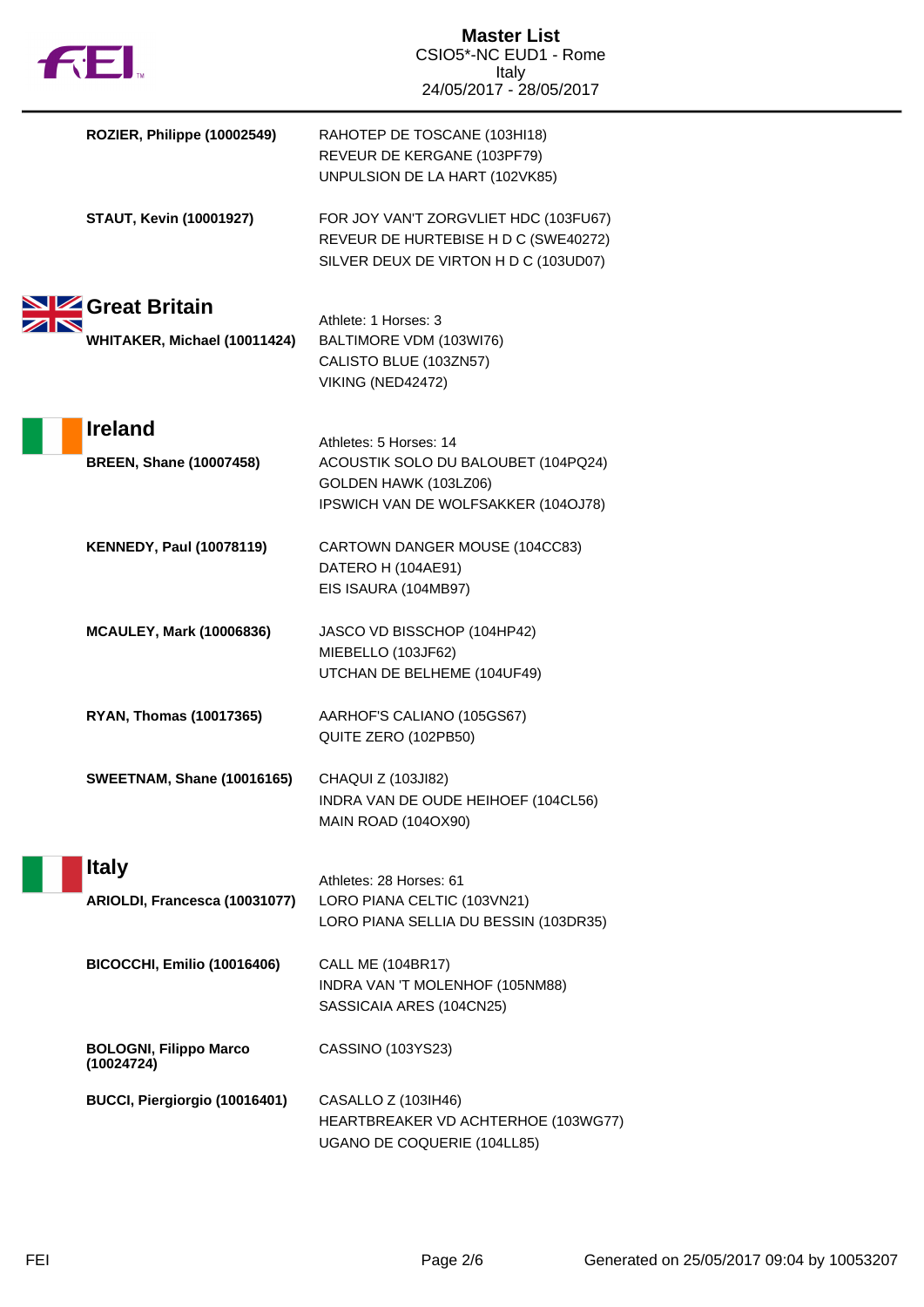**ROZIER, Philippe (10002549)**
RAHOTEP DE TOSCANE (103HI18)
REVEUR DE KERGANE (103PF79)
UNPULSION DE LA HART (102VK85)

**STAUT, Kevin (10001927)**
FOR JOY VAN'T ZORGVLIET HDC (103FU67)
REVEUR DE HURTEBISE H D C (SWE40272)
SILVER DEUX DE VIRTON H D C (103UD07)

## Great Britain

Athlete: 1 Horses: 3

**WHITAKER, Michael (10011424)**
BALTIMORE VDM (103WI76)
CALISTO BLUE (103ZN57)
VIKING (NED42472)

## Ireland

Athletes: 5 Horses: 14

**BREEN, Shane (10007458)**
ACOUSTIK SOLO DU BALOUBET (104PQ24)
GOLDEN HAWK (103LZ06)
IPSWICH VAN DE WOLFSAKKER (104OJ78)

**KENNEDY, Paul (10078119)**
CARTOWN DANGER MOUSE (104CC83)
DATERO H (104AE91)
EIS ISAURA (104MB97)

**MCAULEY, Mark (10006836)**
JASCO VD BISSCHOP (104HP42)
MIEBELLO (103JF62)
UTCHAN DE BELHEME (104UF49)

**RYAN, Thomas (10017365)**
AARHOF'S CALIANO (105GS67)
QUITE ZERO (102PB50)

**SWEETNAM, Shane (10016165)**
CHAQUI Z (103JI82)
INDRA VAN DE OUDE HEIHOEF (104CL56)
MAIN ROAD (104OX90)

## Italy

Athletes: 28 Horses: 61

**ARIOLDI, Francesca (10031077)**
LORO PIANA CELTIC (103VN21)
LORO PIANA SELLIA DU BESSIN (103DR35)

**BICOCCHI, Emilio (10016406)**
CALL ME (104BR17)
INDRA VAN 'T MOLENHOF (105NM88)
SASSICAIA ARES (104CN25)

**BOLOGNI, Filippo Marco (10024724)**
CASSINO (103YS23)

**BUCCI, Piergiorgio (10016401)**
CASALLO Z (103IH46)
HEARTBREAKER VD ACHTERHOE (103WG77)
UGANO DE COQUERIE (104LL85)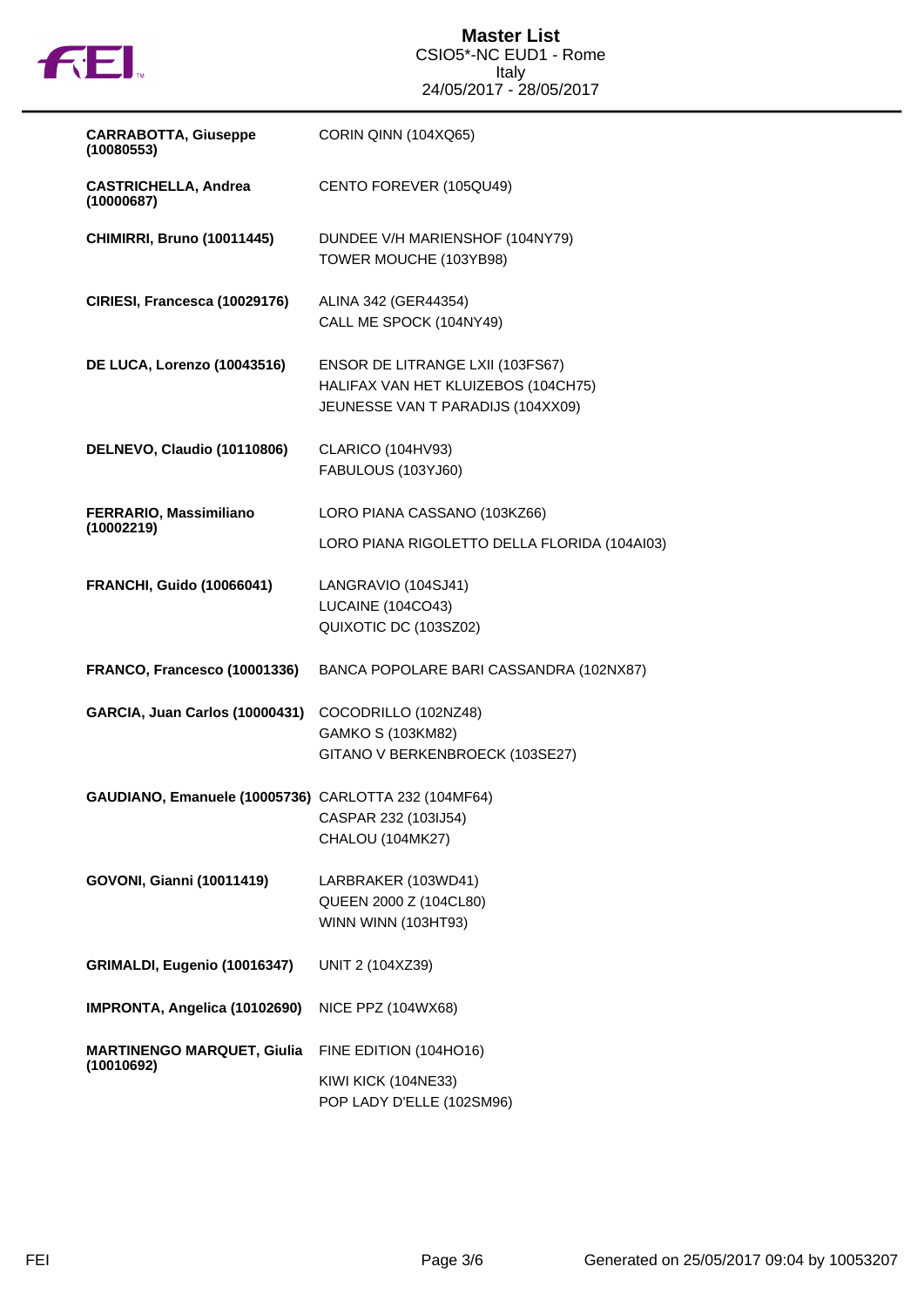# Master List

CSIO5*-NC EUD1 - Rome
Italy
24/05/2017 - 28/05/2017

| Rider | Horses |
| --- | --- |
| **CARRABOTTA, Giuseppe (10080553)** | CORIN QINN (104XQ65) |
| **CASTRICHELLA, Andrea (10000687)** | CENTO FOREVER (105QU49) |
| **CHIMIRRI, Bruno (10011445)** | DUNDEE V/H MARIENSHOF (104NY79)<br>TOWER MOUCHE (103YB98) |
| **CIRIESI, Francesca (10029176)** | ALINA 342 (GER44354)<br>CALL ME SPOCK (104NY49) |
| **DE LUCA, Lorenzo (10043516)** | ENSOR DE LITRANGE LXII (103FS67)<br>HALIFAX VAN HET KLUIZEBOS (104CH75)<br>JEUNESSE VAN T PARADIJS (104XX09) |
| **DELNEVO, Claudio (10110806)** | CLARICO (104HV93)<br>FABULOUS (103YJ60) |
| **FERRARIO, Massimiliano (10002219)** | LORO PIANA CASSANO (103KZ66)<br>LORO PIANA RIGOLETTO DELLA FLORIDA (104AI03) |
| **FRANCHI, Guido (10066041)** | LANGRAVIO (104SJ41)<br>LUCAINE (104CO43)<br>QUIXOTIC DC (103SZ02) |
| **FRANCO, Francesco (10001336)** | BANCA POPOLARE BARI CASSANDRA (102NX87) |
| **GARCIA, Juan Carlos (10000431)** | COCODRILLO (102NZ48)<br>GAMKO S (103KM82)<br>GITANO V BERKENBROECK (103SE27) |
| **GAUDIANO, Emanuele (10005736)** | CARLOTTA 232 (104MF64)<br>CASPAR 232 (103IJ54)<br>CHALOU (104MK27) |
| **GOVONI, Gianni (10011419)** | LARBRAKER (103WD41)<br>QUEEN 2000 Z (104CL80)<br>WINN WINN (103HT93) |
| **GRIMALDI, Eugenio (10016347)** | UNIT 2 (104XZ39) |
| **IMPRONTA, Angelica (10102690)** | NICE PPZ (104WX68) |
| **MARTINENGO MARQUET, Giulia (10010692)** | FINE EDITION (104HO16)<br>KIWI KICK (104NE33)<br>POP LADY D'ELLE (102SM96) |

Generated on 25/05/2017 09:04 by 10053207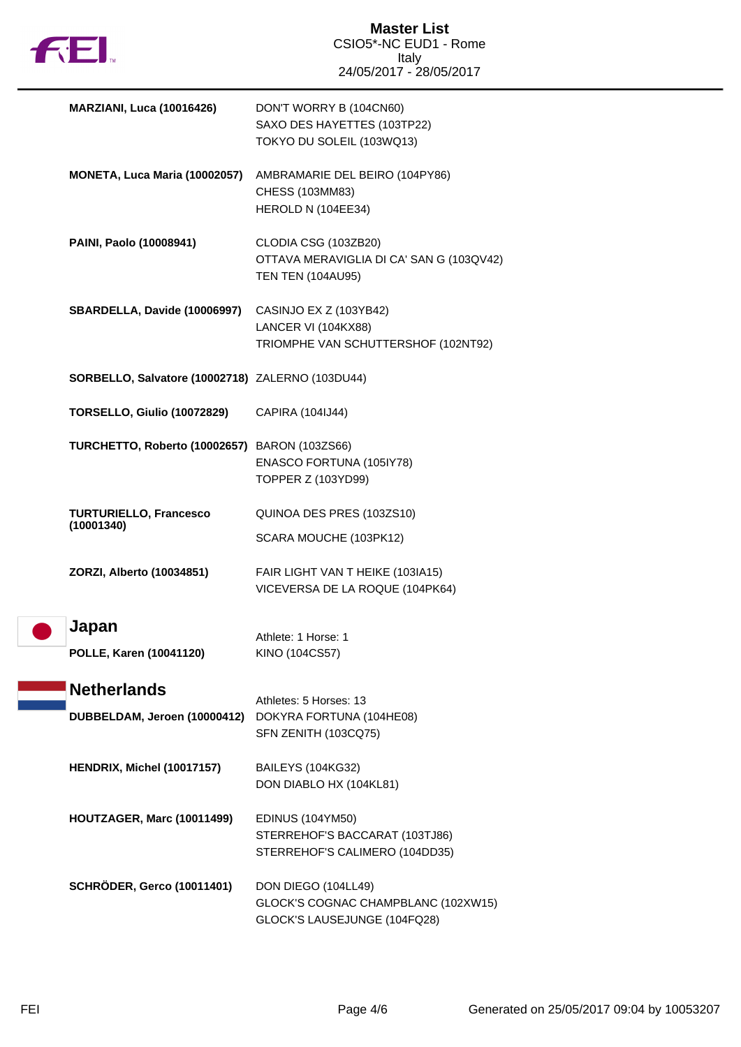# Master List
CSIO5*-NC EUD1 - Rome
Italy
24/05/2017 - 28/05/2017

| Athlete | Horses |
|---|---|
| **MARZIANI, Luca (10016426)** | DON'T WORRY B (104CN60)<br>SAXO DES HAYETTES (103TP22)<br>TOKYO DU SOLEIL (103WQ13) |
| **MONETA, Luca Maria (10002057)** | AMBRAMARIE DEL BEIRO (104PY86)<br>CHESS (103MM83)<br>HEROLD N (104EE34) |
| **PAINI, Paolo (10008941)** | CLODIA CSG (103ZB20)<br>OTTAVA MERAVIGLIA DI CA' SAN G (103QV42)<br>TEN TEN (104AU95) |
| **SBARDELLA, Davide (10006997)** | CASINJO EX Z (103YB42)<br>LANCER VI (104KX88)<br>TRIOMPHE VAN SCHUTTERSHOF (102NT92) |
| **SORBELLO, Salvatore (10002718)** | ZALERNO (103DU44) |
| **TORSELLO, Giulio (10072829)** | CAPIRA (104IJ44) |
| **TURCHETTO, Roberto (10002657)** | BARON (103ZS66)<br>ENASCO FORTUNA (105IY78)<br>TOPPER Z (103YD99) |
| **TURTURIELLO, Francesco (10001340)** | QUINOA DES PRES (103ZS10)<br>SCARA MOUCHE (103PK12) |
| **ZORZI, Alberto (10034851)** | FAIR LIGHT VAN T HEIKE (103IA15)<br>VICEVERSA DE LA ROQUE (104PK64) |

## Japan

Athlete: 1 Horse: 1

| Athlete | Horses |
|---|---|
| **POLLE, Karen (10041120)** | KINO (104CS57) |

## Netherlands

Athletes: 5 Horses: 13

| Athlete | Horses |
|---|---|
| **DUBBELDAM, Jeroen (10000412)** | DOKYRA FORTUNA (104HE08)<br>SFN ZENITH (103CQ75) |
| **HENDRIX, Michel (10017157)** | BAILEYS (104KG32)<br>DON DIABLO HX (104KL81) |
| **HOUTZAGER, Marc (10011499)** | EDINUS (104YM50)<br>STERREHOF'S BACCARAT (103TJ86)<br>STERREHOF'S CALIMERO (104DD35) |
| **SCHRÖDER, Gerco (10011401)** | DON DIEGO (104LL49)<br>GLOCK'S COGNAC CHAMPBLANC (102XW15)<br>GLOCK'S LAUSEJUNGE (104FQ28) |

Generated on 25/05/2017 09:04 by 10053207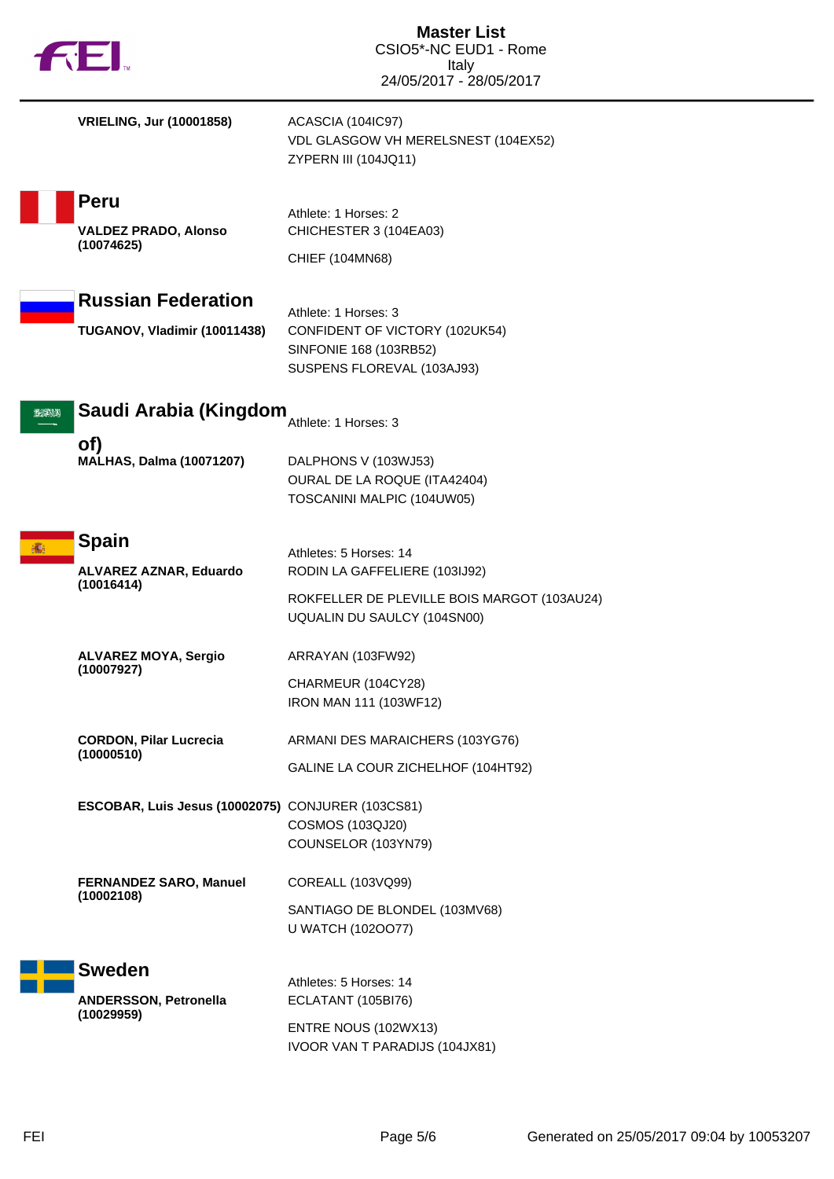**VRIELING, Jur (10001858)**

ACASCIA (104IC97)
VDL GLASGOW VH MERELSNEST (104EX52)
ZYPERN III (104JQ11)

## Peru

Athlete: 1 Horses: 2

**VALDEZ PRADO, Alonso (10074625)**

CHICHESTER 3 (104EA03)
CHIEF (104MN68)

## Russian Federation

Athlete: 1 Horses: 3

**TUGANOV, Vladimir (10011438)**

CONFIDENT OF VICTORY (102UK54)
SINFONIE 168 (103RB52)
SUSPENS FLOREVAL (103AJ93)

## Saudi Arabia (Kingdom of)

Athlete: 1 Horses: 3

**MALHAS, Dalma (10071207)**

DALPHONS V (103WJ53)
OURAL DE LA ROQUE (ITA42404)
TOSCANINI MALPIC (104UW05)

## Spain

Athletes: 5 Horses: 14

**ALVAREZ AZNAR, Eduardo (10016414)**

RODIN LA GAFFELIERE (103IJ92)
ROKFELLER DE PLEVILLE BOIS MARGOT (103AU24)
UQUALIN DU SAULCY (104SN00)

**ALVAREZ MOYA, Sergio (10007927)**

ARRAYAN (103FW92)
CHARMEUR (104CY28)
IRON MAN 111 (103WF12)

**CORDON, Pilar Lucrecia (10000510)**

ARMANI DES MARAICHERS (103YG76)
GALINE LA COUR ZICHELHOF (104HT92)

**ESCOBAR, Luis Jesus (10002075)**

CONJURER (103CS81)
COSMOS (103QJ20)
COUNSELOR (103YN79)

**FERNANDEZ SARO, Manuel (10002108)**

COREALL (103VQ99)
SANTIAGO DE BLONDEL (103MV68)
U WATCH (102OO77)

## Sweden

Athletes: 5 Horses: 14

**ANDERSSON, Petronella (10029959)**

ECLATANT (105BI76)
ENTRE NOUS (102WX13)
IVOOR VAN T PARADIJS (104JX81)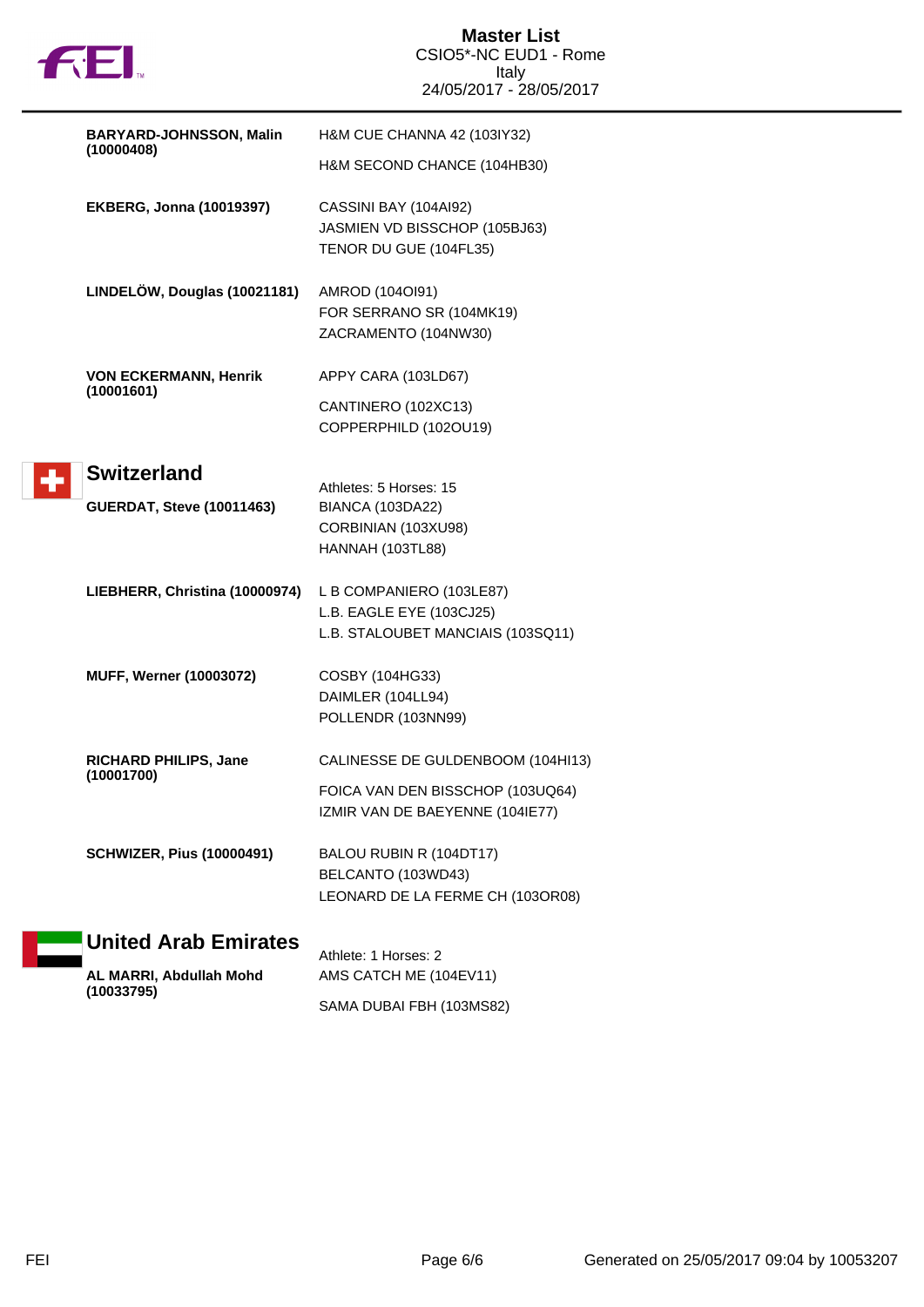| | |
|---|---|
| **BARYARD-JOHNSSON, Malin (10000408)** | H&M CUE CHANNA 42 (103IY32)<br>H&M SECOND CHANCE (104HB30) |
| **EKBERG, Jonna (10019397)** | CASSINI BAY (104AI92)<br>JASMIEN VD BISSCHOP (105BJ63)<br>TENOR DU GUE (104FL35) |
| **LINDELÖW, Douglas (10021181)** | AMROD (104OI91)<br>FOR SERRANO SR (104MK19)<br>ZACRAMENTO (104NW30) |
| **VON ECKERMANN, Henrik (10001601)** | APPY CARA (103LD67)<br>CANTINERO (102XC13)<br>COPPERPHILD (102OU19) |

## Switzerland

Athletes: 5 Horses: 15

| | |
|---|---|
| **GUERDAT, Steve (10011463)** | BIANCA (103DA22)<br>CORBINIAN (103XU98)<br>HANNAH (103TL88) |
| **LIEBHERR, Christina (10000974)** | L B COMPANIERO (103LE87)<br>L.B. EAGLE EYE (103CJ25)<br>L.B. STALOUBET MANCIAIS (103SQ11) |
| **MUFF, Werner (10003072)** | COSBY (104HG33)<br>DAIMLER (104LL94)<br>POLLENDR (103NN99) |
| **RICHARD PHILIPS, Jane (10001700)** | CALINESSE DE GULDENBOOM (104HI13)<br>FOICA VAN DEN BISSCHOP (103UQ64)<br>IZMIR VAN DE BAEYENNE (104IE77) |
| **SCHWIZER, Pius (10000491)** | BALOU RUBIN R (104DT17)<br>BELCANTO (103WD43)<br>LEONARD DE LA FERME CH (103OR08) |

## United Arab Emirates

Athlete: 1 Horses: 2

| | |
|---|---|
| **AL MARRI, Abdullah Mohd (10033795)** | AMS CATCH ME (104EV11)<br>SAMA DUBAI FBH (103MS82) |